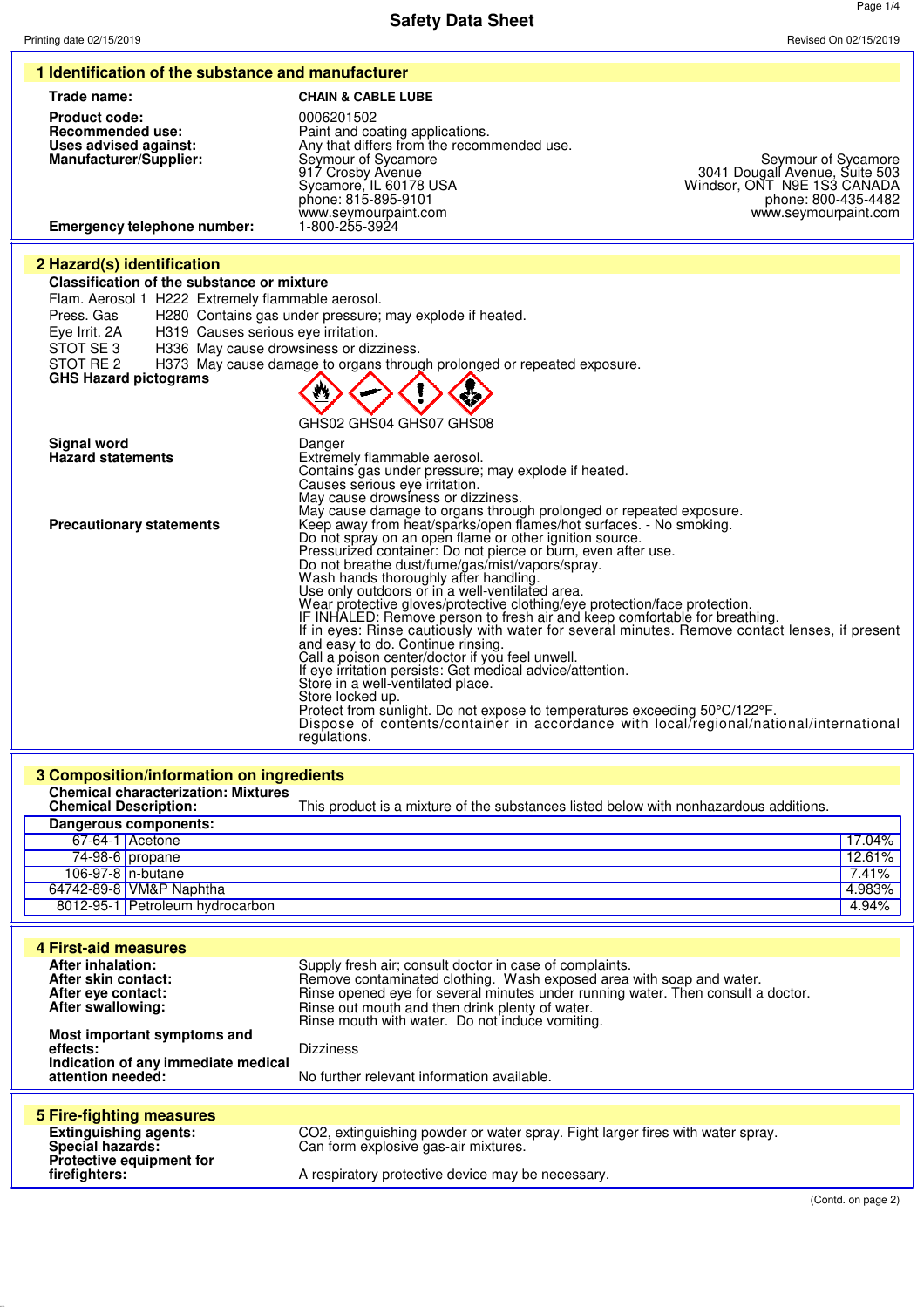# Safety Data Sheet

Printing date 02/15/2019 | Revised On 02/15/2019

## 1 Identification of the substance and manufacturer

**Trade name:** CHAIN & CABLE LUBE

**Product code:** 0006201502
**Recommended use:** Paint and coating applications.
**Uses advised against:** Any that differs from the recommended use.
**Manufacturer/Supplier:**

Seymour of Sycamore
917 Crosby Avenue
Sycamore, IL 60178 USA
phone: 815-895-9101
www.seymourpaint.com

Seymour of Sycamore
3041 Dougall Avenue, Suite 503
Windsor, ONT N9E 1S3 CANADA
phone: 800-435-4482
www.seymourpaint.com

**Emergency telephone number:** 1-800-255-3924

## 2 Hazard(s) identification

**Classification of the substance or mixture**

Flam. Aerosol 1 H222 Extremely flammable aerosol.
Press. Gas H280 Contains gas under pressure; may explode if heated.
Eye Irrit. 2A H319 Causes serious eye irritation.
STOT SE 3 H336 May cause drowsiness or dizziness.
STOT RE 2 H373 May cause damage to organs through prolonged or repeated exposure.

**GHS Hazard pictograms**

GHS02 GHS04 GHS07 GHS08

**Signal word** Danger

**Hazard statements**
Extremely flammable aerosol.
Contains gas under pressure; may explode if heated.
Causes serious eye irritation.
May cause drowsiness or dizziness.
May cause damage to organs through prolonged or repeated exposure.

**Precautionary statements**
Keep away from heat/sparks/open flames/hot surfaces. - No smoking.
Do not spray on an open flame or other ignition source.
Pressurized container: Do not pierce or burn, even after use.
Do not breathe dust/fume/gas/mist/vapors/spray.
Wash hands thoroughly after handling.
Use only outdoors or in a well-ventilated area.
Wear protective gloves/protective clothing/eye protection/face protection.
IF INHALED: Remove person to fresh air and keep comfortable for breathing.
If in eyes: Rinse cautiously with water for several minutes. Remove contact lenses, if present and easy to do. Continue rinsing.
Call a poison center/doctor if you feel unwell.
If eye irritation persists: Get medical advice/attention.
Store in a well-ventilated place.
Store locked up.
Protect from sunlight. Do not expose to temperatures exceeding 50°C/122°F.
Dispose of contents/container in accordance with local/regional/national/international regulations.

## 3 Composition/information on ingredients

**Chemical characterization: Mixtures**
**Chemical Description:** This product is a mixture of the substances listed below with nonhazardous additions.

**Dangerous components:**

| CAS | Component | % |
|---|---|---|
| 67-64-1 | Acetone | 17.04% |
| 74-98-6 | propane | 12.61% |
| 106-97-8 | n-butane | 7.41% |
| 64742-89-8 | VM&P Naphtha | 4.983% |
| 8012-95-1 | Petroleum hydrocarbon | 4.94% |

## 4 First-aid measures

**After inhalation:** Supply fresh air; consult doctor in case of complaints.
**After skin contact:** Remove contaminated clothing. Wash exposed area with soap and water.
**After eye contact:** Rinse opened eye for several minutes under running water. Then consult a doctor.
**After swallowing:** Rinse out mouth and then drink plenty of water.
Rinse mouth with water. Do not induce vomiting.

**Most important symptoms and effects:** Dizziness
**Indication of any immediate medical attention needed:** No further relevant information available.

## 5 Fire-fighting measures

**Extinguishing agents:** $CO_2$, extinguishing powder or water spray. Fight larger fires with water spray.
**Special hazards:** Can form explosive gas-air mixtures.
**Protective equipment for firefighters:** A respiratory protective device may be necessary.

(Contd. on page 2)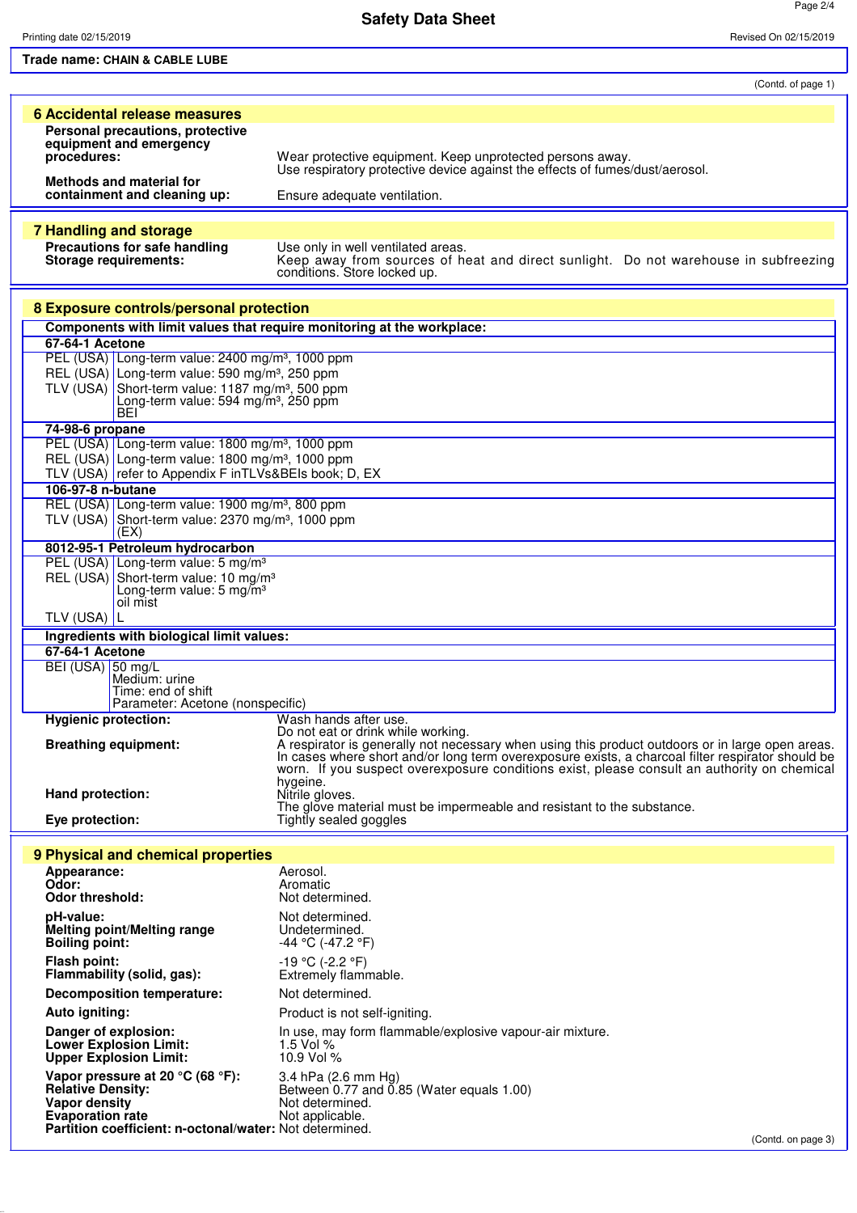**Trade name: CHAIN & CABLE LUBE**

(Contd. of page 1)

## 6 Accidental release measures

**Personal precautions, protective equipment and emergency procedures:** Wear protective equipment. Keep unprotected persons away. Use respiratory protective device against the effects of fumes/dust/aerosol.

**Methods and material for containment and cleaning up:** Ensure adequate ventilation.

## 7 Handling and storage

**Precautions for safe handling** Use only in well ventilated areas.

**Storage requirements:** Keep away from sources of heat and direct sunlight. Do not warehouse in subfreezing conditions. Store locked up.

## 8 Exposure controls/personal protection

**Components with limit values that require monitoring at the workplace:**

| | |
|---|---|
| **67-64-1 Acetone** | |
| PEL (USA) | Long-term value: 2400 mg/m³, 1000 ppm |
| REL (USA) | Long-term value: 590 mg/m³, 250 ppm |
| TLV (USA) | Short-term value: 1187 mg/m³, 500 ppm<br>Long-term value: 594 mg/m³, 250 ppm<br>BEI |
| **74-98-6 propane** | |
| PEL (USA) | Long-term value: 1800 mg/m³, 1000 ppm |
| REL (USA) | Long-term value: 1800 mg/m³, 1000 ppm |
| TLV (USA) | refer to Appendix F inTLVs&BEIs book; D, EX |
| **106-97-8 n-butane** | |
| REL (USA) | Long-term value: 1900 mg/m³, 800 ppm |
| TLV (USA) | Short-term value: 2370 mg/m³, 1000 ppm<br>(EX) |
| **8012-95-1 Petroleum hydrocarbon** | |
| PEL (USA) | Long-term value: 5 mg/m³ |
| REL (USA) | Short-term value: 10 mg/m³<br>Long-term value: 5 mg/m³<br>oil mist |
| TLV (USA) | L |

**Ingredients with biological limit values:**

| | |
|---|---|
| **67-64-1 Acetone** | |
| BEI (USA) | 50 mg/L<br>Medium: urine<br>Time: end of shift<br>Parameter: Acetone (nonspecific) |

**Hygienic protection:** Wash hands after use. Do not eat or drink while working.

**Breathing equipment:** A respirator is generally not necessary when using this product outdoors or in large open areas. In cases where short and/or long term overexposure exists, a charcoal filter respirator should be worn. If you suspect overexposure conditions exist, please consult an authority on chemical hygeine.

**Hand protection:** Nitrile gloves. The glove material must be impermeable and resistant to the substance.

**Eye protection:** Tightly sealed goggles

## 9 Physical and chemical properties

**Appearance:** Aerosol.
**Odor:** Aromatic
**Odor threshold:** Not determined.

**pH-value:** Not determined.
**Melting point/Melting range** Undetermined.
**Boiling point:** -44 °C (-47.2 °F)

**Flash point:** -19 °C (-2.2 °F)
**Flammability (solid, gas):** Extremely flammable.

**Decomposition temperature:** Not determined.

**Auto igniting:** Product is not self-igniting.

**Danger of explosion:** In use, may form flammable/explosive vapour-air mixture.
**Lower Explosion Limit:** 1.5 Vol %
**Upper Explosion Limit:** 10.9 Vol %

**Vapor pressure at 20 °C (68 °F):** 3.4 hPa (2.6 mm Hg)
**Relative Density:** Between 0.77 and 0.85 (Water equals 1.00)
**Vapor density** Not determined.
**Evaporation rate** Not applicable.
**Partition coefficient: n-octonal/water:** Not determined.

(Contd. on page 3)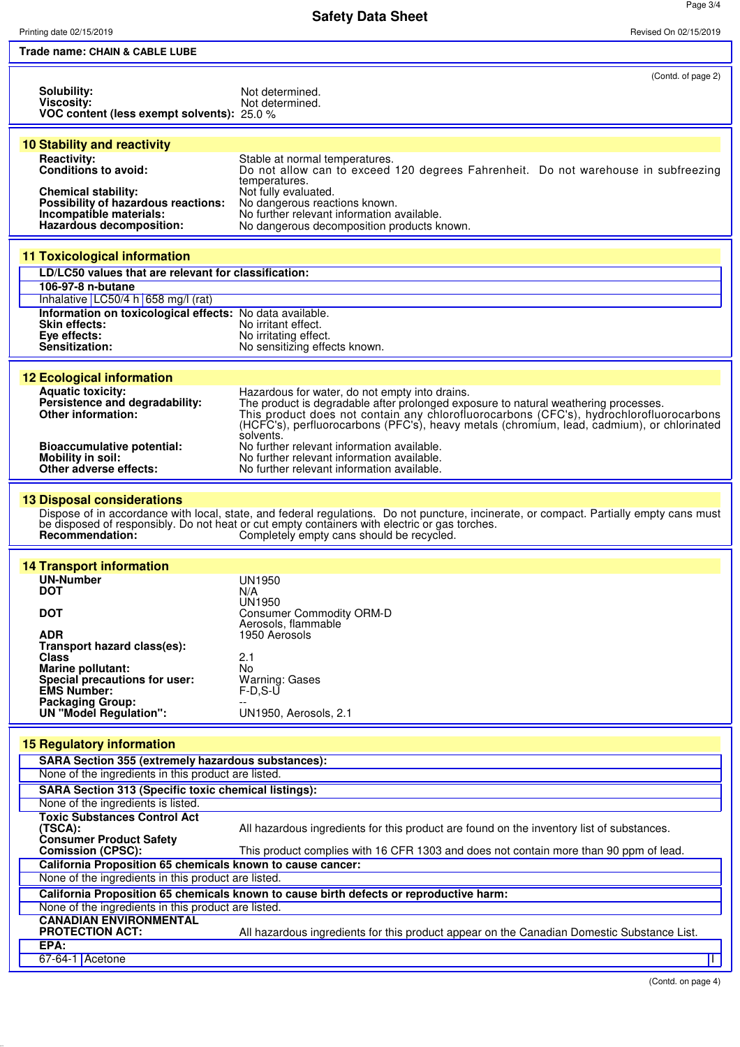**Trade name: CHAIN & CABLE LUBE**

(Contd. of page 2)

**Solubility:** Not determined.
**Viscosity:** Not determined.
**VOC content (less exempt solvents):** 25.0 %

## 10 Stability and reactivity

**Reactivity:** Stable at normal temperatures.
**Conditions to avoid:** Do not allow can to exceed 120 degrees Fahrenheit. Do not warehouse in subfreezing temperatures.
**Chemical stability:** Not fully evaluated.
**Possibility of hazardous reactions:** No dangerous reactions known.
**Incompatible materials:** No further relevant information available.
**Hazardous decomposition:** No dangerous decomposition products known.

## 11 Toxicological information

**LD/LC50 values that are relevant for classification:**

| **106-97-8 n-butane** | | |
|---|---|---|
| Inhalative | LC50/4 h | 658 mg/l (rat) |

**Information on toxicological effects:** No data available.
**Skin effects:** No irritant effect.
**Eye effects:** No irritating effect.
**Sensitization:** No sensitizing effects known.

## 12 Ecological information

**Aquatic toxicity:** Hazardous for water, do not empty into drains.
**Persistence and degradability:** The product is degradable after prolonged exposure to natural weathering processes.
**Other information:** This product does not contain any chlorofluorocarbons (CFC's), hydrochlorofluorocarbons (HCFC's), perfluorocarbons (PFC's), heavy metals (chromium, lead, cadmium), or chlorinated solvents.
**Bioaccumulative potential:** No further relevant information available.
**Mobility in soil:** No further relevant information available.
**Other adverse effects:** No further relevant information available.

## 13 Disposal considerations

Dispose of in accordance with local, state, and federal regulations. Do not puncture, incinerate, or compact. Partially empty cans must be disposed of responsibly. Do not heat or cut empty containers with electric or gas torches.
**Recommendation:** Completely empty cans should be recycled.

## 14 Transport information

**UN-Number** UN1950
**DOT** N/A
UN1950
**DOT** Consumer Commodity ORM-D
Aerosols, flammable
**ADR** 1950 Aerosols
**Transport hazard class(es):**
**Class** 2.1
**Marine pollutant:** No
**Special precautions for user:** Warning: Gases
**EMS Number:** F-D,S-U
**Packaging Group:** --
**UN "Model Regulation":** UN1950, Aerosols, 2.1

## 15 Regulatory information

**SARA Section 355 (extremely hazardous substances):**
None of the ingredients in this product are listed.

**SARA Section 313 (Specific toxic chemical listings):**
None of the ingredients is listed.

**Toxic Substances Control Act (TSCA):** All hazardous ingredients for this product are found on the inventory list of substances.
**Consumer Product Safety Comission (CPSC):** This product complies with 16 CFR 1303 and does not contain more than 90 ppm of lead.

**California Proposition 65 chemicals known to cause cancer:**
None of the ingredients in this product are listed.

**California Proposition 65 chemicals known to cause birth defects or reproductive harm:**
None of the ingredients in this product are listed.

**CANADIAN ENVIRONMENTAL PROTECTION ACT:** All hazardous ingredients for this product appear on the Canadian Domestic Substance List.

**EPA:**

| 67-64-1 | Acetone | I |
|---|---|---|

(Contd. on page 4)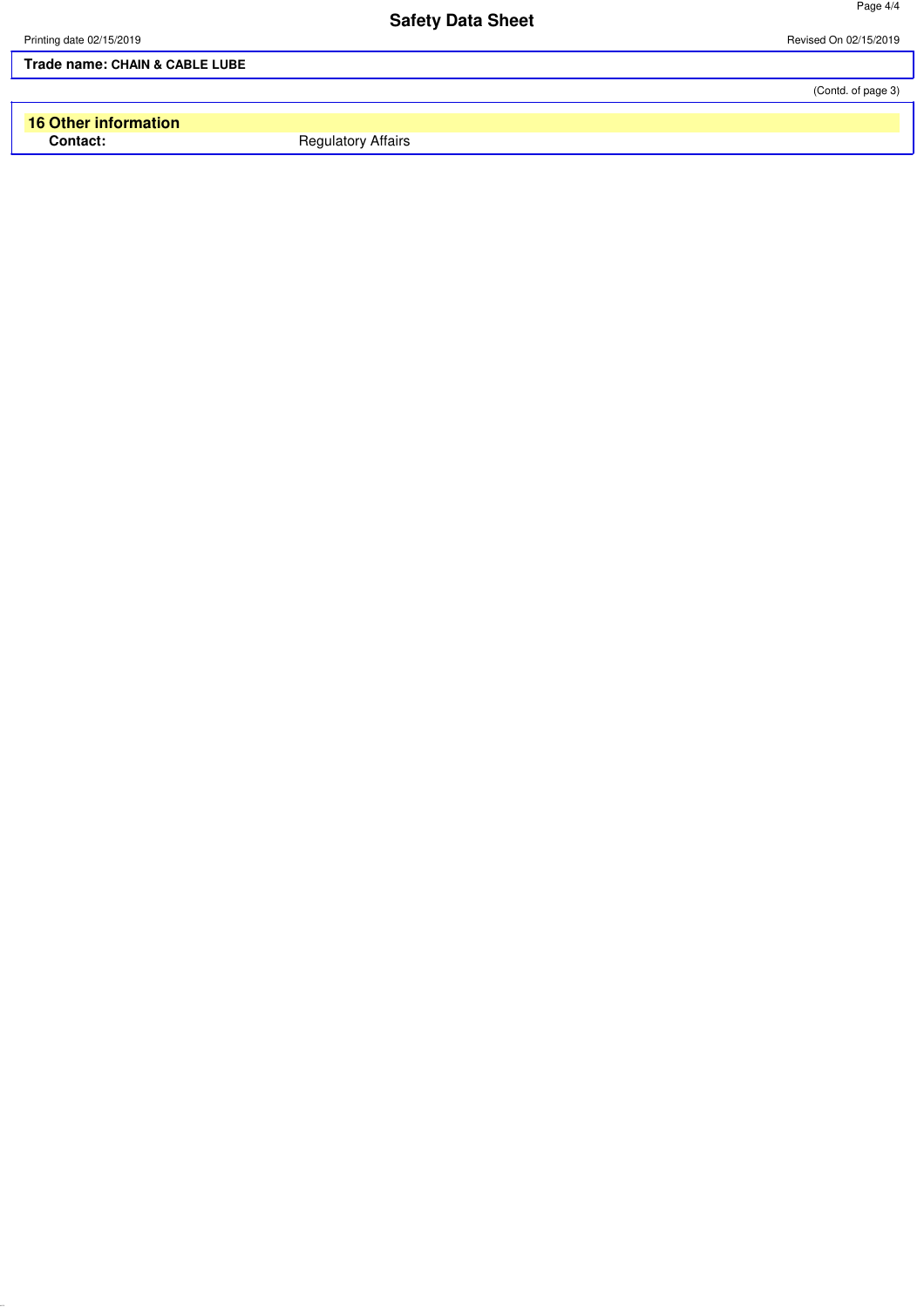## 16 Other information

**Contact:** Regulatory Affairs